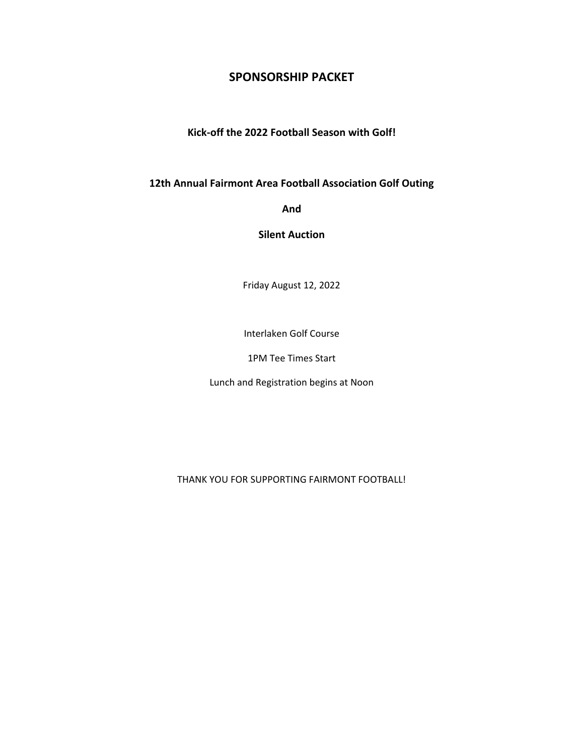# SPONSORSHIP PACKET

**Kick-off the 2022 Football Season with Golf!**

**12th Annual Fairmont Area Football Association Golf Outing**

**And**

**Silent Auction**

Friday August 12, 2022

Interlaken Golf Course

1PM Tee Times Start

Lunch and Registration begins at Noon

THANK YOU FOR SUPPORTING FAIRMONT FOOTBALL!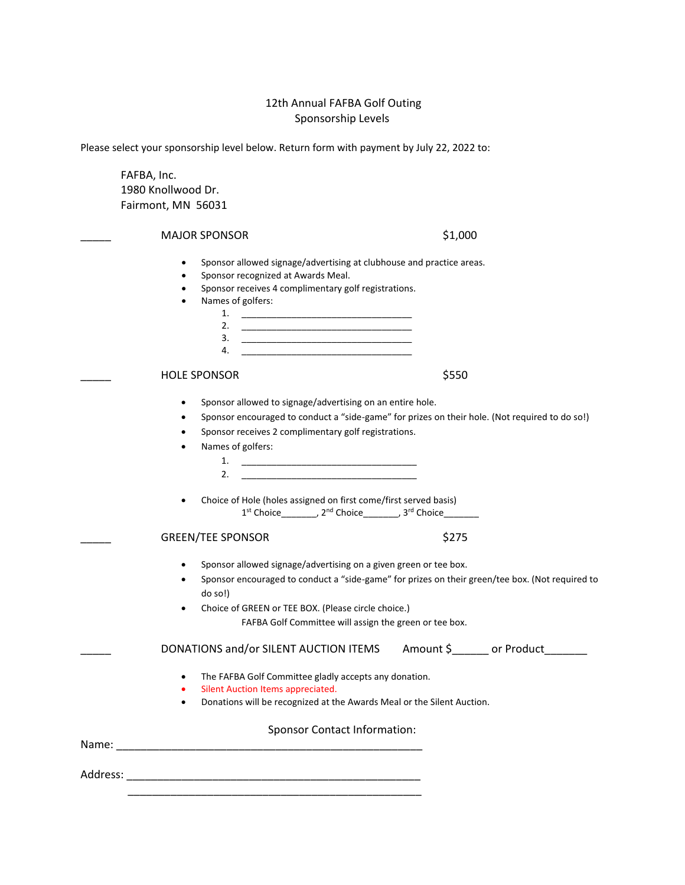# 12th Annual FAFBA Golf Outing
## Sponsorship Levels

Please select your sponsorship level below. Return form with payment by July 22, 2022 to:

FAFBA, Inc.
1980 Knollwood Dr.
Fairmont, MN 56031

_____ MAJOR SPONSOR $1,000

- Sponsor allowed signage/advertising at clubhouse and practice areas.
- Sponsor recognized at Awards Meal.
- Sponsor receives 4 complimentary golf registrations.
- Names of golfers:
  1. ________________________________
  2. ________________________________
  3. ________________________________
  4. ________________________________

_____ HOLE SPONSOR $550

- Sponsor allowed to signage/advertising on an entire hole.
- Sponsor encouraged to conduct a "side-game" for prizes on their hole. (Not required to do so!)
- Sponsor receives 2 complimentary golf registrations.
- Names of golfers:
  1. ________________________________
  2. ________________________________
- Choice of Hole (holes assigned on first come/first served basis)
  1st Choice_______, 2nd Choice_______, 3rd Choice_______

_____ GREEN/TEE SPONSOR $275

- Sponsor allowed signage/advertising on a given green or tee box.
- Sponsor encouraged to conduct a "side-game" for prizes on their green/tee box. (Not required to do so!)
- Choice of GREEN or TEE BOX. (Please circle choice.)
  FAFBA Golf Committee will assign the green or tee box.

_____ DONATIONS and/or SILENT AUCTION ITEMS Amount $______ or Product_______

- The FAFBA Golf Committee gladly accepts any donation.
- Silent Auction Items appreciated.
- Donations will be recognized at the Awards Meal or the Silent Auction.

Sponsor Contact Information:

Name: ______________________________________________________

Address: ____________________________________________________
____________________________________________________